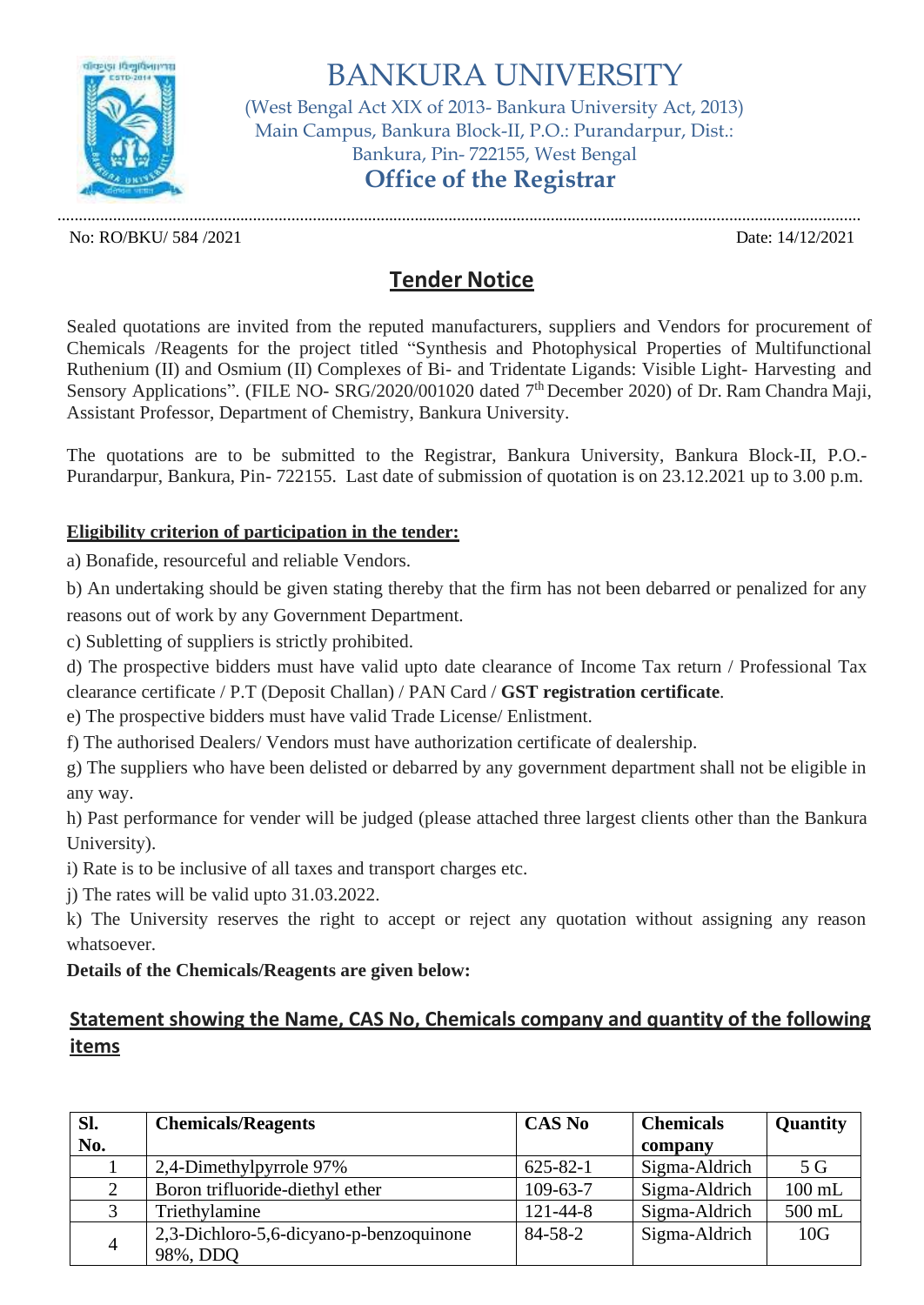# BANKURA UNIVERSITY

(West Bengal Act XIX of 2013- Bankura University Act, 2013)
Main Campus, Bankura Block-II, P.O.: Purandarpur, Dist.: Bankura, Pin- 722155, West Bengal

**Office of the Registrar**

No: RO/BKU/ 584 /2021 Date: 14/12/2021

## Tender Notice

Sealed quotations are invited from the reputed manufacturers, suppliers and Vendors for procurement of Chemicals /Reagents for the project titled "Synthesis and Photophysical Properties of Multifunctional Ruthenium (II) and Osmium (II) Complexes of Bi- and Tridentate Ligands: Visible Light- Harvesting and Sensory Applications". (FILE NO- SRG/2020/001020 dated 7th December 2020) of Dr. Ram Chandra Maji, Assistant Professor, Department of Chemistry, Bankura University.

The quotations are to be submitted to the Registrar, Bankura University, Bankura Block-II, P.O.- Purandarpur, Bankura, Pin- 722155. Last date of submission of quotation is on 23.12.2021 up to 3.00 p.m.

**Eligibility criterion of participation in the tender:**

a) Bonafide, resourceful and reliable Vendors.

b) An undertaking should be given stating thereby that the firm has not been debarred or penalized for any reasons out of work by any Government Department.

c) Subletting of suppliers is strictly prohibited.

d) The prospective bidders must have valid upto date clearance of Income Tax return / Professional Tax clearance certificate / P.T (Deposit Challan) / PAN Card / **GST registration certificate**.

e) The prospective bidders must have valid Trade License/ Enlistment.

f) The authorised Dealers/ Vendors must have authorization certificate of dealership.

g) The suppliers who have been delisted or debarred by any government department shall not be eligible in any way.

h) Past performance for vender will be judged (please attached three largest clients other than the Bankura University).

i) Rate is to be inclusive of all taxes and transport charges etc.

j) The rates will be valid upto 31.03.2022.

k) The University reserves the right to accept or reject any quotation without assigning any reason whatsoever.

**Details of the Chemicals/Reagents are given below:**

## Statement showing the Name, CAS No, Chemicals company and quantity of the following items

| Sl. No. | Chemicals/Reagents | CAS No | Chemicals company | Quantity |
|---|---|---|---|---|
| 1 | 2,4-Dimethylpyrrole 97% | 625-82-1 | Sigma-Aldrich | 5 G |
| 2 | Boron trifluoride-diethyl ether | 109-63-7 | Sigma-Aldrich | 100 mL |
| 3 | Triethylamine | 121-44-8 | Sigma-Aldrich | 500 mL |
| 4 | 2,3-Dichloro-5,6-dicyano-p-benzoquinone 98%, DDQ | 84-58-2 | Sigma-Aldrich | 10G |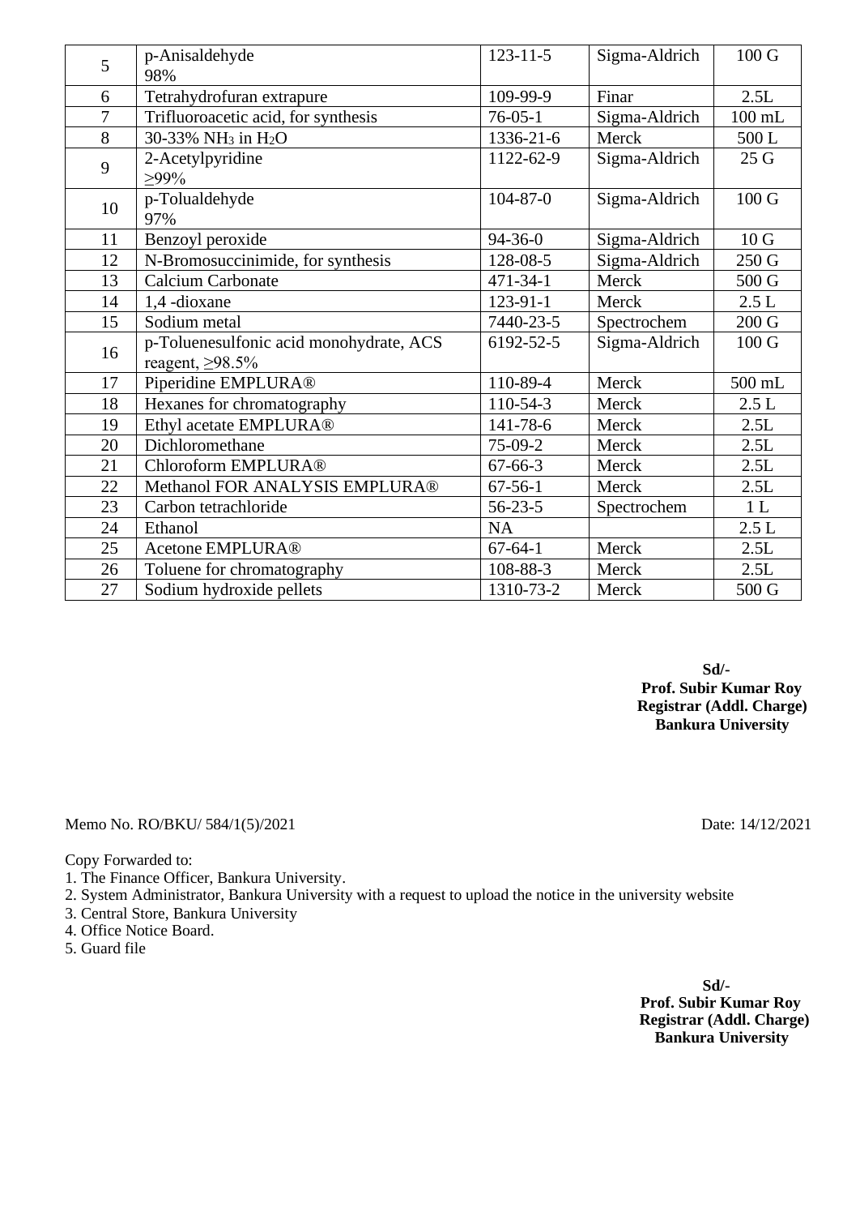| | | | | |
|---|---|---|---|---|
| 5 | p-Anisaldehyde 98% | 123-11-5 | Sigma-Aldrich | 100 G |
| 6 | Tetrahydrofuran extrapure | 109-99-9 | Finar | 2.5L |
| 7 | Trifluoroacetic acid, for synthesis | 76-05-1 | Sigma-Aldrich | 100 mL |
| 8 | 30-33% $NH_3$ in $H_2O$ | 1336-21-6 | Merck | 500 L |
| 9 | 2-Acetylpyridine ≥99% | 1122-62-9 | Sigma-Aldrich | 25 G |
| 10 | p-Tolualdehyde 97% | 104-87-0 | Sigma-Aldrich | 100 G |
| 11 | Benzoyl peroxide | 94-36-0 | Sigma-Aldrich | 10 G |
| 12 | N-Bromosuccinimide, for synthesis | 128-08-5 | Sigma-Aldrich | 250 G |
| 13 | Calcium Carbonate | 471-34-1 | Merck | 500 G |
| 14 | 1,4 -dioxane | 123-91-1 | Merck | 2.5 L |
| 15 | Sodium metal | 7440-23-5 | Spectrochem | 200 G |
| 16 | p-Toluenesulfonic acid monohydrate, ACS reagent, ≥98.5% | 6192-52-5 | Sigma-Aldrich | 100 G |
| 17 | Piperidine EMPLURA® | 110-89-4 | Merck | 500 mL |
| 18 | Hexanes for chromatography | 110-54-3 | Merck | 2.5 L |
| 19 | Ethyl acetate EMPLURA® | 141-78-6 | Merck | 2.5L |
| 20 | Dichloromethane | 75-09-2 | Merck | 2.5L |
| 21 | Chloroform EMPLURA® | 67-66-3 | Merck | 2.5L |
| 22 | Methanol FOR ANALYSIS EMPLURA® | 67-56-1 | Merck | 2.5L |
| 23 | Carbon tetrachloride | 56-23-5 | Spectrochem | 1 L |
| 24 | Ethanol | NA | | 2.5 L |
| 25 | Acetone EMPLURA® | 67-64-1 | Merck | 2.5L |
| 26 | Toluene for chromatography | 108-88-3 | Merck | 2.5L |
| 27 | Sodium hydroxide pellets | 1310-73-2 | Merck | 500 G |

**Sd/-**
**Prof. Subir Kumar Roy**
**Registrar (Addl. Charge)**
**Bankura University**

Memo No. RO/BKU/ 584/1(5)/2021

Date: 14/12/2021

Copy Forwarded to:

1. The Finance Officer, Bankura University.
2. System Administrator, Bankura University with a request to upload the notice in the university website
3. Central Store, Bankura University
4. Office Notice Board.
5. Guard file

**Sd/-**
**Prof. Subir Kumar Roy**
**Registrar (Addl. Charge)**
**Bankura University**